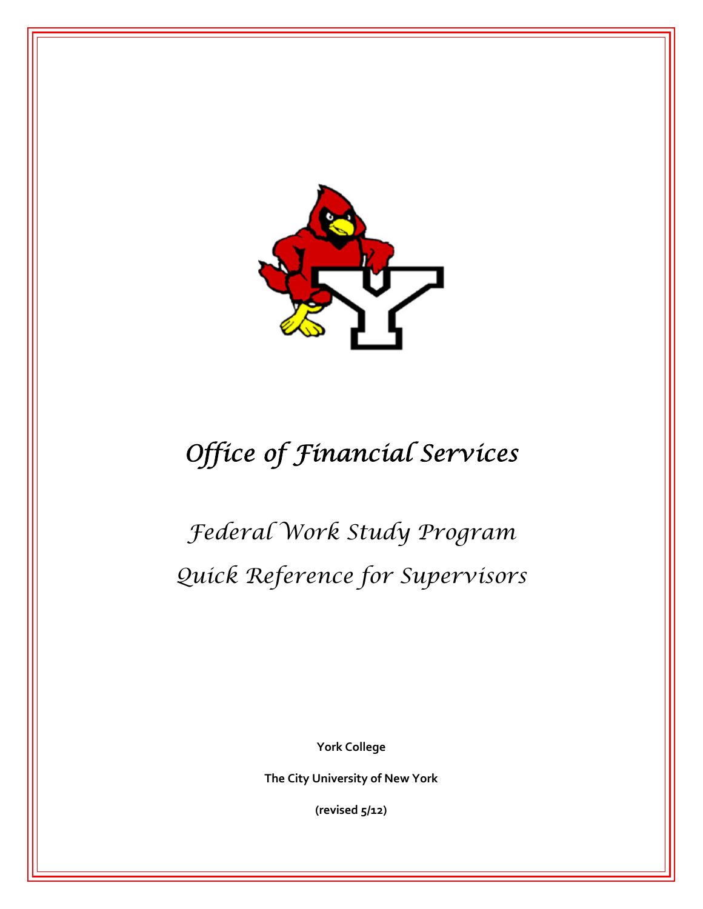# *Office of Financial Services*

## *Federal Work Study Program*
## *Quick Reference for Supervisors*

**York College**

**The City University of New York**

**(revised 5/12)**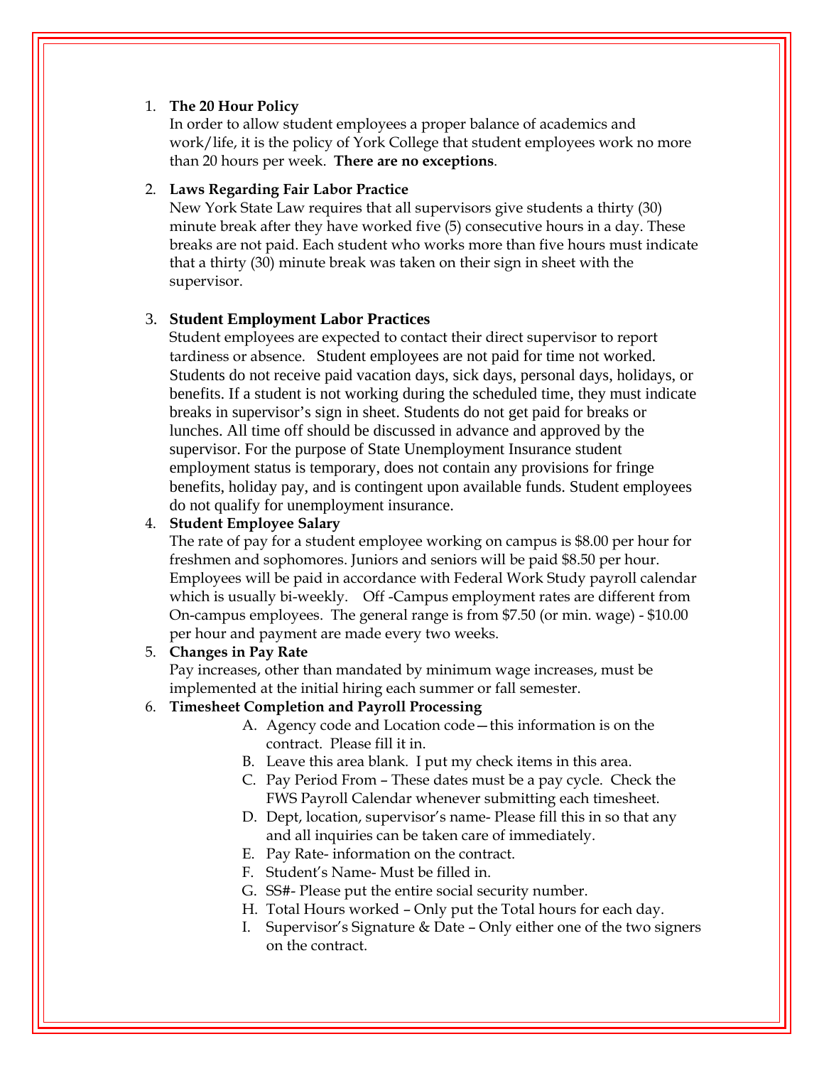1. **The 20 Hour Policy**
   In order to allow student employees a proper balance of academics and work/life, it is the policy of York College that student employees work no more than 20 hours per week. **There are no exceptions**.

2. **Laws Regarding Fair Labor Practice**
   New York State Law requires that all supervisors give students a thirty (30) minute break after they have worked five (5) consecutive hours in a day. These breaks are not paid. Each student who works more than five hours must indicate that a thirty (30) minute break was taken on their sign in sheet with the supervisor.

3. **Student Employment Labor Practices**
   Student employees are expected to contact their direct supervisor to report tardiness or absence. Student employees are not paid for time not worked. Students do not receive paid vacation days, sick days, personal days, holidays, or benefits. If a student is not working during the scheduled time, they must indicate breaks in supervisor's sign in sheet. Students do not get paid for breaks or lunches. All time off should be discussed in advance and approved by the supervisor. For the purpose of State Unemployment Insurance student employment status is temporary, does not contain any provisions for fringe benefits, holiday pay, and is contingent upon available funds. Student employees do not qualify for unemployment insurance.

4. **Student Employee Salary**
   The rate of pay for a student employee working on campus is $8.00 per hour for freshmen and sophomores. Juniors and seniors will be paid $8.50 per hour. Employees will be paid in accordance with Federal Work Study payroll calendar which is usually bi-weekly. Off -Campus employment rates are different from On-campus employees. The general range is from $7.50 (or min. wage) - $10.00 per hour and payment are made every two weeks.

5. **Changes in Pay Rate**
   Pay increases, other than mandated by minimum wage increases, must be implemented at the initial hiring each summer or fall semester.

6. **Timesheet Completion and Payroll Processing**
   A. Agency code and Location code—this information is on the contract. Please fill it in.
   B. Leave this area blank. I put my check items in this area.
   C. Pay Period From – These dates must be a pay cycle. Check the FWS Payroll Calendar whenever submitting each timesheet.
   D. Dept, location, supervisor's name- Please fill this in so that any and all inquiries can be taken care of immediately.
   E. Pay Rate- information on the contract.
   F. Student's Name- Must be filled in.
   G. SS#- Please put the entire social security number.
   H. Total Hours worked – Only put the Total hours for each day.
   I. Supervisor's Signature & Date – Only either one of the two signers on the contract.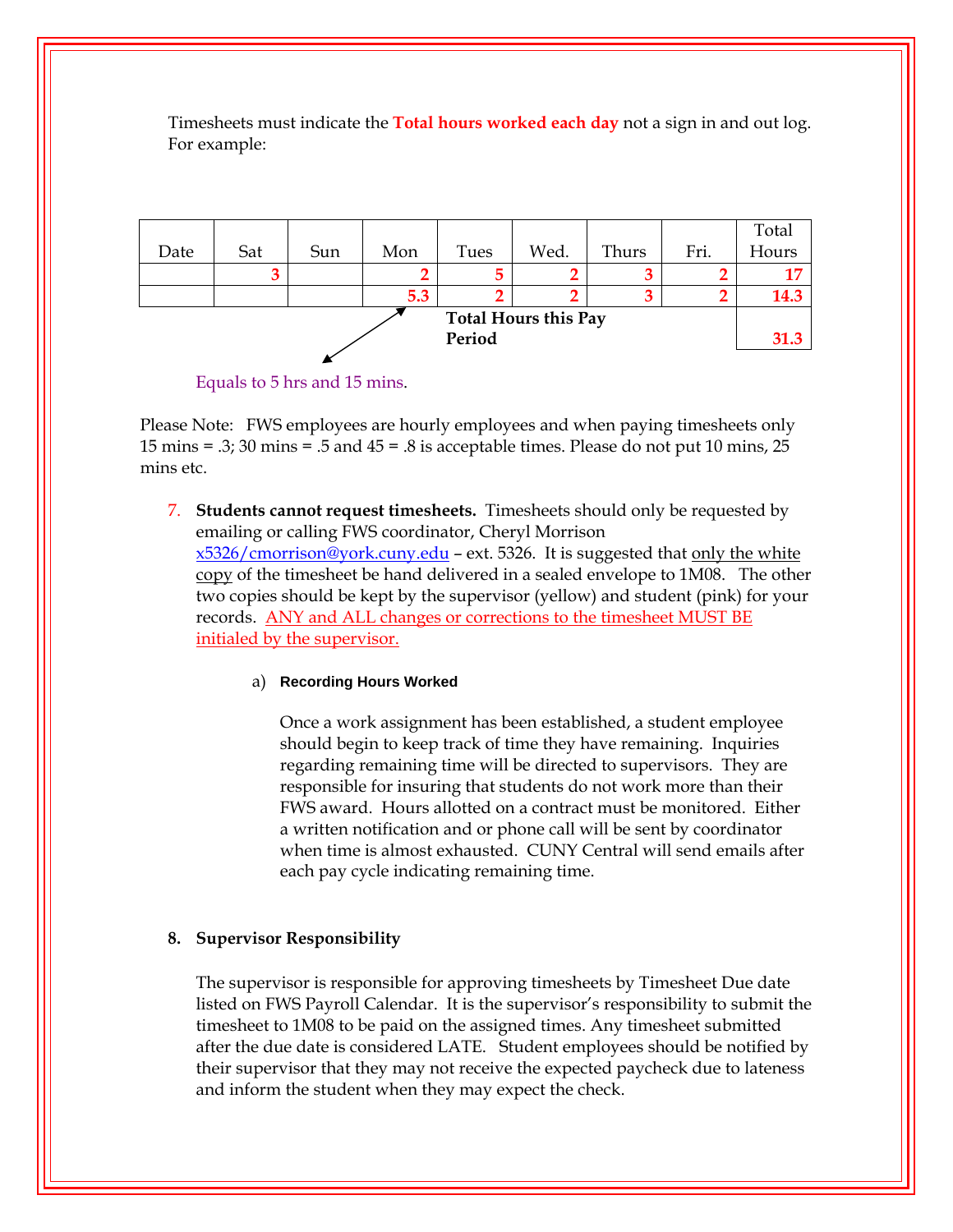Timesheets must indicate the **Total hours worked each day** not a sign in and out log. For example:

| Date | Sat | Sun | Mon | Tues | Wed. | Thurs | Fri. | Total Hours |
|---|---|---|---|---|---|---|---|---|
| | 3 | | 2 | 5 | 2 | 3 | 2 | 17 |
| | | | 5.3 | 2 | 2 | 3 | 2 | 14.3 |
| | | | | Total Hours this Pay Period | | | | 31.3 |

Equals to 5 hrs and 15 mins.

Please Note: FWS employees are hourly employees and when paying timesheets only 15 mins = .3; 30 mins = .5 and 45 = .8 is acceptable times. Please do not put 10 mins, 25 mins etc.

7. **Students cannot request timesheets.** Timesheets should only be requested by emailing or calling FWS coordinator, Cheryl Morrison x5326/cmorrison@york.cuny.edu – ext. 5326. It is suggested that only the white copy of the timesheet be hand delivered in a sealed envelope to 1M08. The other two copies should be kept by the supervisor (yellow) and student (pink) for your records. ANY and ALL changes or corrections to the timesheet MUST BE initialed by the supervisor.

   a) **Recording Hours Worked**

   Once a work assignment has been established, a student employee should begin to keep track of time they have remaining. Inquiries regarding remaining time will be directed to supervisors. They are responsible for insuring that students do not work more than their FWS award. Hours allotted on a contract must be monitored. Either a written notification and or phone call will be sent by coordinator when time is almost exhausted. CUNY Central will send emails after each pay cycle indicating remaining time.

8. **Supervisor Responsibility**

   The supervisor is responsible for approving timesheets by Timesheet Due date listed on FWS Payroll Calendar. It is the supervisor's responsibility to submit the timesheet to 1M08 to be paid on the assigned times. Any timesheet submitted after the due date is considered LATE. Student employees should be notified by their supervisor that they may not receive the expected paycheck due to lateness and inform the student when they may expect the check.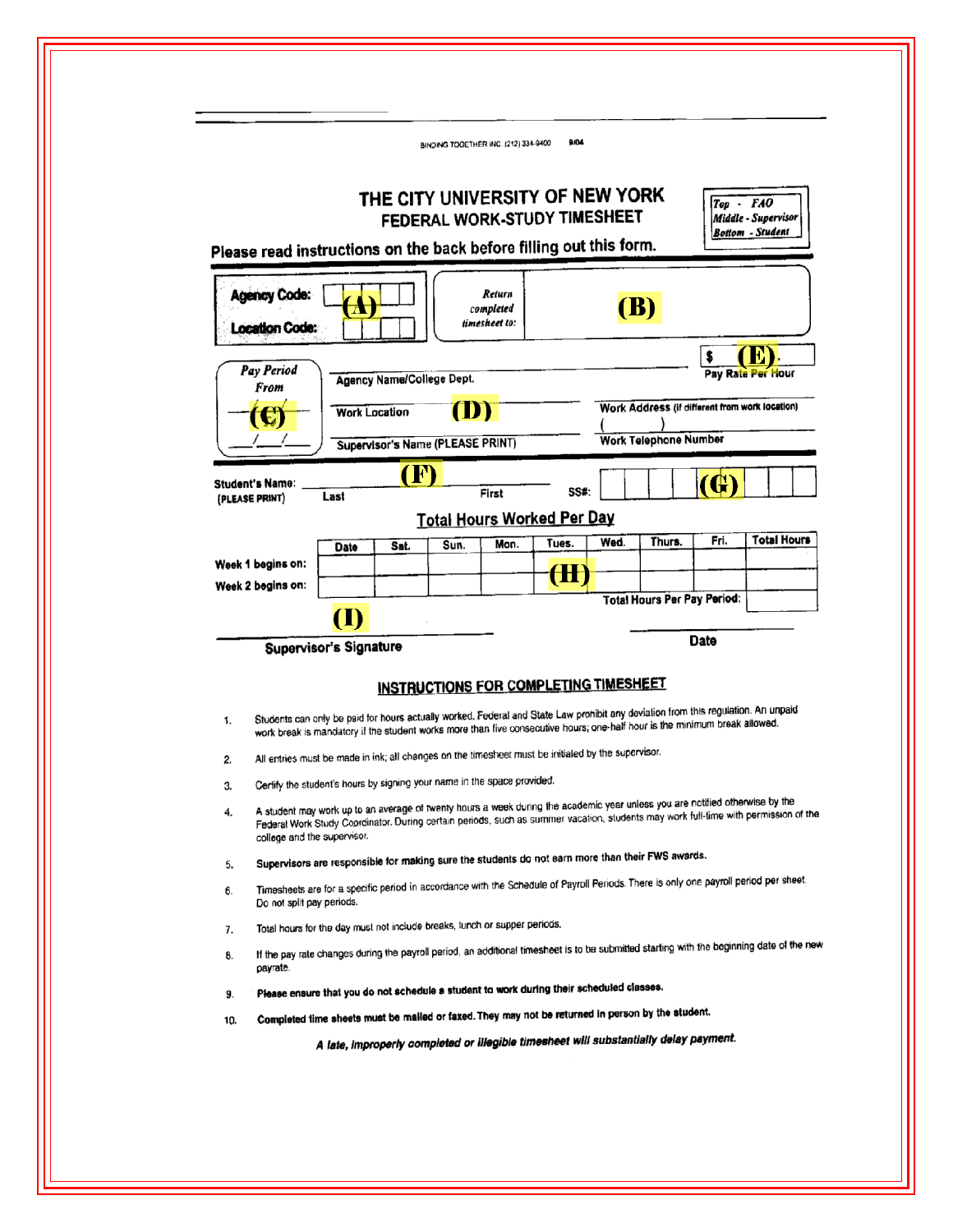BINDING TOGETHER INC. (212) 334-9400 9/04

# THE CITY UNIVERSITY OF NEW YORK
## FEDERAL WORK-STUDY TIMESHEET

*Top - FAO*
*Middle - Supervisor*
*Bottom - Student*

**Please read instructions on the back before filling out this form.**

**Agency Code:** (A)
**Location Code:**

*Return completed timesheet to:* (B)

$ (E)
**Pay Rate Per Hour**

*Pay Period From* (C)
___/___/___
___/___/___

**Agency Name/College Dept.**

**Work Location** (D)

**Work Address** (If different from work location)

**Supervisor's Name (PLEASE PRINT)**

( )
**Work Telephone Number**

**Student's Name:** (F)
**(PLEASE PRINT)** Last First

**SS#:** (G)

### Total Hours Worked Per Day

| | Date | Sat. | Sun. | Mon. | Tues. | Wed. | Thurs. | Fri. | Total Hours |
|---|---|---|---|---|---|---|---|---|---|
| Week 1 begins on: | | | | | (H) | | | | |
| Week 2 begins on: | | | | | | | | | |
| | | | | | | | | Total Hours Per Pay Period: | |

(I)
**Supervisor's Signature** **Date**

### INSTRUCTIONS FOR COMPLETING TIMESHEET

1. Students can only be paid for hours actually worked. Federal and State Law prohibit any deviation from this regulation. An unpaid work break is mandatory if the student works more than five consecutive hours; one-half hour is the minimum break allowed.
2. All entries must be made in ink; all changes on the timesheet must be initialed by the supervisor.
3. Certify the student's hours by signing your name in the space provided.
4. A student may work up to an average of twenty hours a week during the academic year unless you are notified otherwise by the Federal Work Study Coordinator. During certain periods, such as summer vacation, students may work full-time with permission of the college and the supervisor.
5. **Supervisors are responsible for making sure the students do not earn more than their FWS awards.**
6. Timesheets are for a specific period in accordance with the Schedule of Payroll Periods. There is only one payroll period per sheet. Do not split pay periods.
7. Total hours for the day must not include breaks, lunch or supper periods.
8. If the pay rate changes during the payroll period, an additional timesheet is to be submitted starting with the beginning date of the new payrate.
9. **Please ensure that you do not schedule a student to work during their scheduled classes.**
10. **Completed time sheets must be mailed or faxed. They may not be returned in person by the student.**

***A late, improperly completed or illegible timesheet will substantially delay payment.***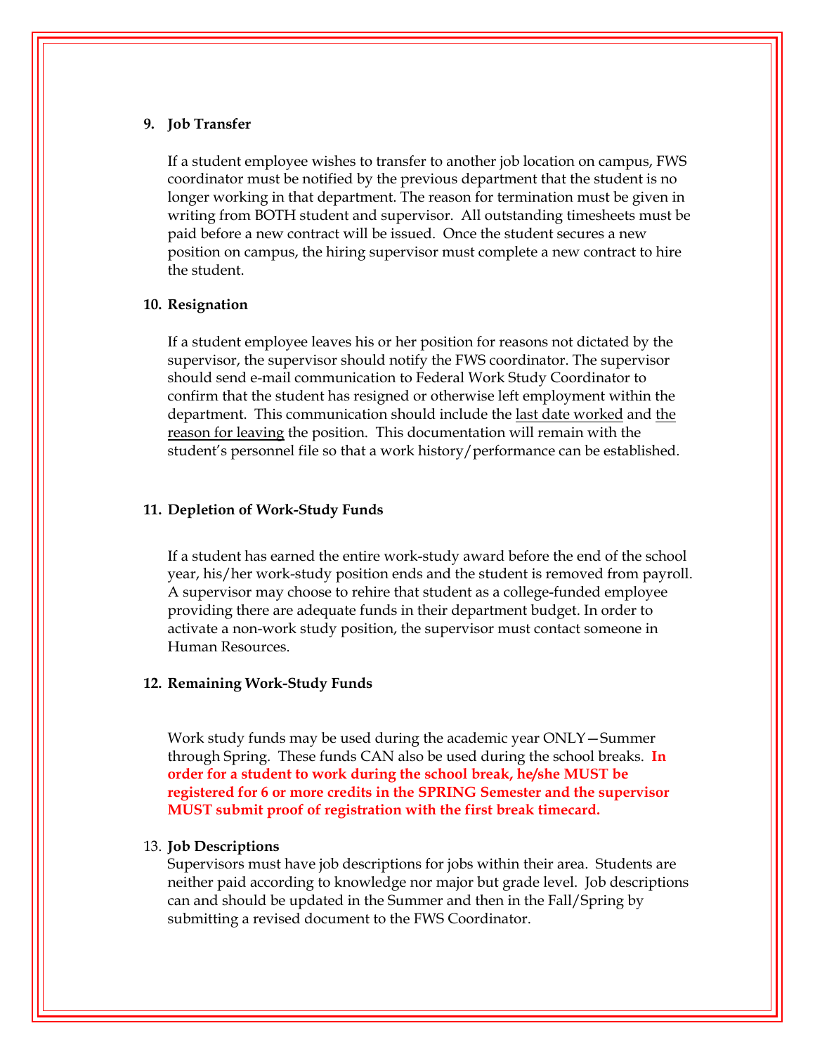**9. Job Transfer**

If a student employee wishes to transfer to another job location on campus, FWS coordinator must be notified by the previous department that the student is no longer working in that department. The reason for termination must be given in writing from BOTH student and supervisor. All outstanding timesheets must be paid before a new contract will be issued. Once the student secures a new position on campus, the hiring supervisor must complete a new contract to hire the student.

**10. Resignation**

If a student employee leaves his or her position for reasons not dictated by the supervisor, the supervisor should notify the FWS coordinator. The supervisor should send e-mail communication to Federal Work Study Coordinator to confirm that the student has resigned or otherwise left employment within the department. This communication should include the <u>last date worked</u> and <u>the reason for leaving</u> the position. This documentation will remain with the student's personnel file so that a work history/performance can be established.

**11. Depletion of Work-Study Funds**

If a student has earned the entire work-study award before the end of the school year, his/her work-study position ends and the student is removed from payroll. A supervisor may choose to rehire that student as a college-funded employee providing there are adequate funds in their department budget. In order to activate a non-work study position, the supervisor must contact someone in Human Resources.

**12. Remaining Work-Study Funds**

Work study funds may be used during the academic year ONLY—Summer through Spring. These funds CAN also be used during the school breaks. **In order for a student to work during the school break, he/she MUST be registered for 6 or more credits in the SPRING Semester and the supervisor MUST submit proof of registration with the first break timecard.**

13. **Job Descriptions**

Supervisors must have job descriptions for jobs within their area. Students are neither paid according to knowledge nor major but grade level. Job descriptions can and should be updated in the Summer and then in the Fall/Spring by submitting a revised document to the FWS Coordinator.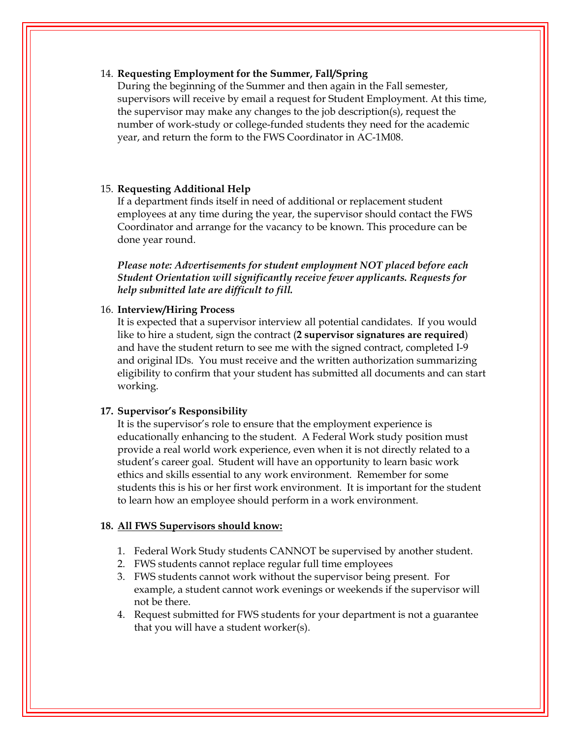14. **Requesting Employment for the Summer, Fall/Spring**
    During the beginning of the Summer and then again in the Fall semester, supervisors will receive by email a request for Student Employment. At this time, the supervisor may make any changes to the job description(s), request the number of work-study or college-funded students they need for the academic year, and return the form to the FWS Coordinator in AC-1M08.

15. **Requesting Additional Help**
    If a department finds itself in need of additional or replacement student employees at any time during the year, the supervisor should contact the FWS Coordinator and arrange for the vacancy to be known. This procedure can be done year round.

    ***Please note: Advertisements for student employment NOT placed before each Student Orientation will significantly receive fewer applicants. Requests for help submitted late are difficult to fill.***

16. **Interview/Hiring Process**
    It is expected that a supervisor interview all potential candidates. If you would like to hire a student, sign the contract (**2 supervisor signatures are required**) and have the student return to see me with the signed contract, completed I-9 and original IDs. You must receive and the written authorization summarizing eligibility to confirm that your student has submitted all documents and can start working.

17. **Supervisor's Responsibility**
    It is the supervisor's role to ensure that the employment experience is educationally enhancing to the student. A Federal Work study position must provide a real world work experience, even when it is not directly related to a student's career goal. Student will have an opportunity to learn basic work ethics and skills essential to any work environment. Remember for some students this is his or her first work environment. It is important for the student to learn how an employee should perform in a work environment.

18. **<u>All FWS Supervisors should know:</u>**

    1. Federal Work Study students CANNOT be supervised by another student.
    2. FWS students cannot replace regular full time employees
    3. FWS students cannot work without the supervisor being present. For example, a student cannot work evenings or weekends if the supervisor will not be there.
    4. Request submitted for FWS students for your department is not a guarantee that you will have a student worker(s).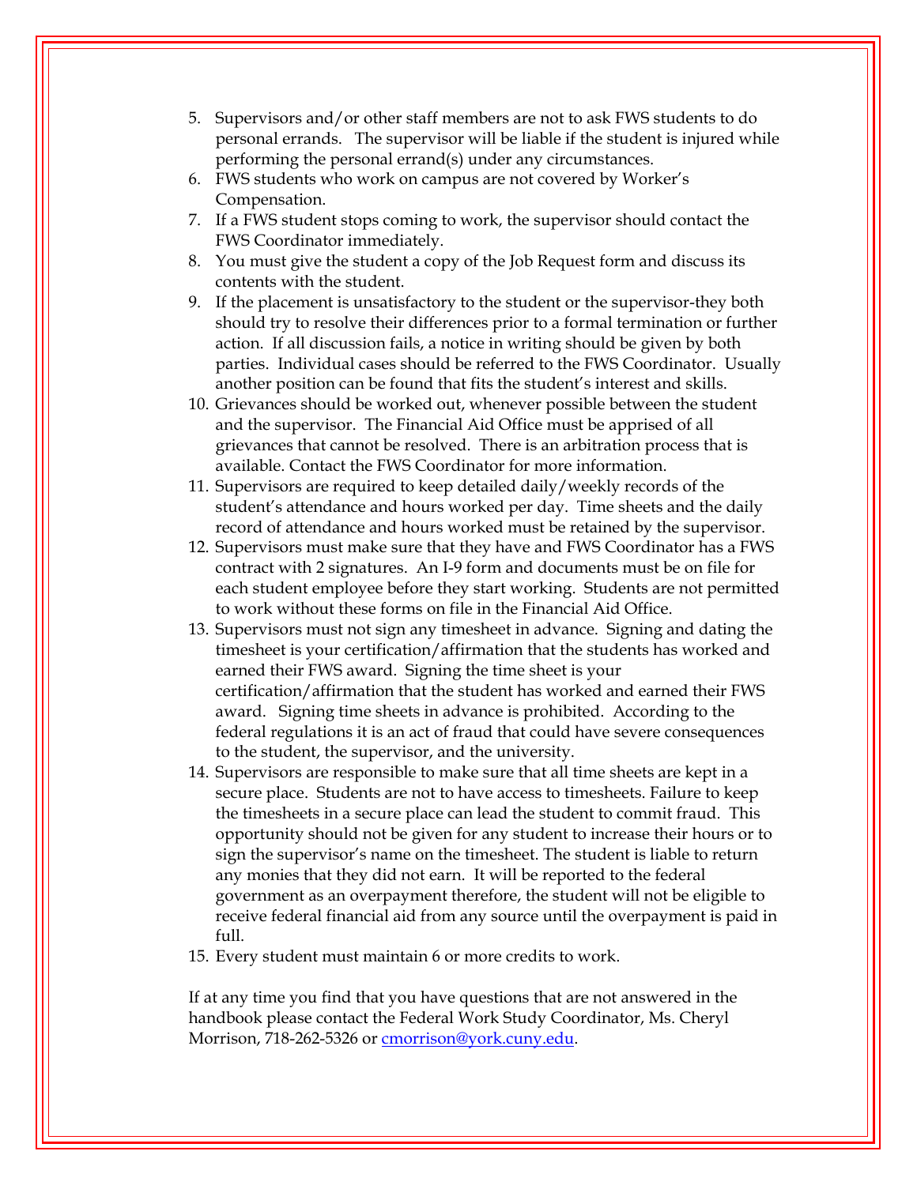5. Supervisors and/or other staff members are not to ask FWS students to do personal errands. The supervisor will be liable if the student is injured while performing the personal errand(s) under any circumstances.
6. FWS students who work on campus are not covered by Worker's Compensation.
7. If a FWS student stops coming to work, the supervisor should contact the FWS Coordinator immediately.
8. You must give the student a copy of the Job Request form and discuss its contents with the student.
9. If the placement is unsatisfactory to the student or the supervisor-they both should try to resolve their differences prior to a formal termination or further action. If all discussion fails, a notice in writing should be given by both parties. Individual cases should be referred to the FWS Coordinator. Usually another position can be found that fits the student's interest and skills.
10. Grievances should be worked out, whenever possible between the student and the supervisor. The Financial Aid Office must be apprised of all grievances that cannot be resolved. There is an arbitration process that is available. Contact the FWS Coordinator for more information.
11. Supervisors are required to keep detailed daily/weekly records of the student's attendance and hours worked per day. Time sheets and the daily record of attendance and hours worked must be retained by the supervisor.
12. Supervisors must make sure that they have and FWS Coordinator has a FWS contract with 2 signatures. An I-9 form and documents must be on file for each student employee before they start working. Students are not permitted to work without these forms on file in the Financial Aid Office.
13. Supervisors must not sign any timesheet in advance. Signing and dating the timesheet is your certification/affirmation that the students has worked and earned their FWS award. Signing the time sheet is your certification/affirmation that the student has worked and earned their FWS award. Signing time sheets in advance is prohibited. According to the federal regulations it is an act of fraud that could have severe consequences to the student, the supervisor, and the university.
14. Supervisors are responsible to make sure that all time sheets are kept in a secure place. Students are not to have access to timesheets. Failure to keep the timesheets in a secure place can lead the student to commit fraud. This opportunity should not be given for any student to increase their hours or to sign the supervisor's name on the timesheet. The student is liable to return any monies that they did not earn. It will be reported to the federal government as an overpayment therefore, the student will not be eligible to receive federal financial aid from any source until the overpayment is paid in full.
15. Every student must maintain 6 or more credits to work.

If at any time you find that you have questions that are not answered in the handbook please contact the Federal Work Study Coordinator, Ms. Cheryl Morrison, 718-262-5326 or [cmorrison@york.cuny.edu](mailto:cmorrison@york.cuny.edu).